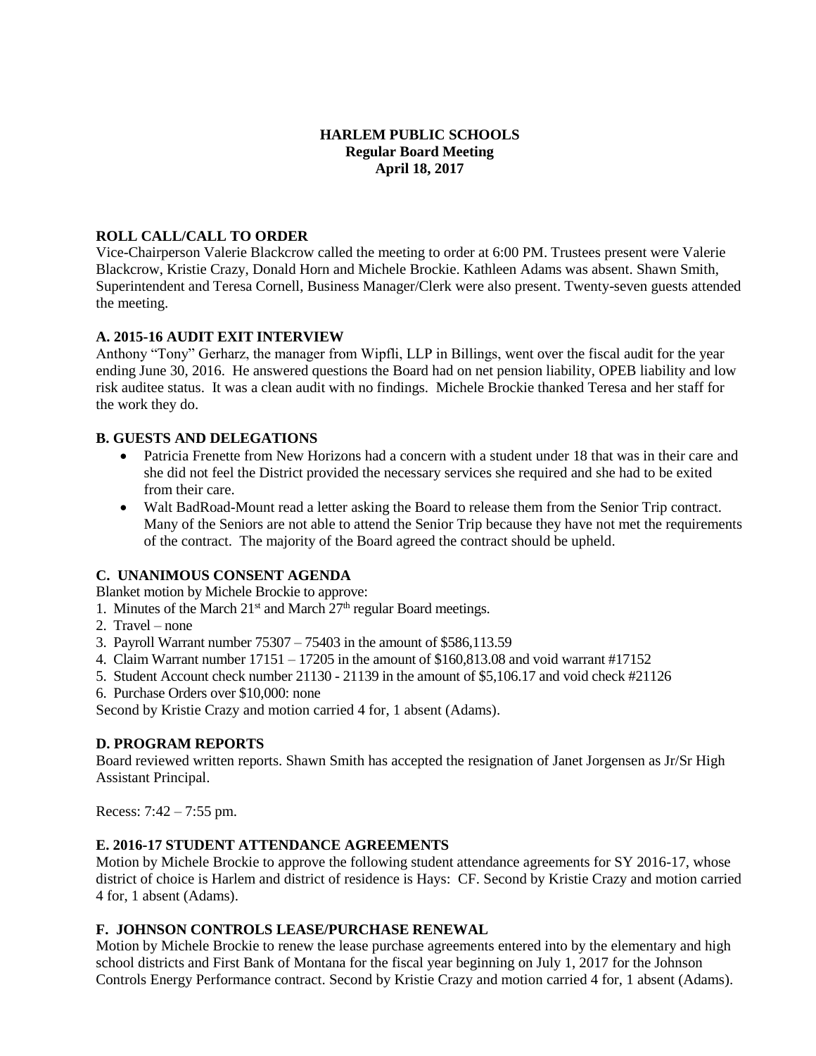# HARLEM PUBLIC SCHOOLS
## Regular Board Meeting
## April 18, 2017

### ROLL CALL/CALL TO ORDER

Vice-Chairperson Valerie Blackcrow called the meeting to order at 6:00 PM. Trustees present were Valerie Blackcrow, Kristie Crazy, Donald Horn and Michele Brockie. Kathleen Adams was absent. Shawn Smith, Superintendent and Teresa Cornell, Business Manager/Clerk were also present. Twenty-seven guests attended the meeting.

### A. 2015-16 AUDIT EXIT INTERVIEW

Anthony "Tony" Gerharz, the manager from Wipfli, LLP in Billings, went over the fiscal audit for the year ending June 30, 2016. He answered questions the Board had on net pension liability, OPEB liability and low risk auditee status. It was a clean audit with no findings. Michele Brockie thanked Teresa and her staff for the work they do.

### B. GUESTS AND DELEGATIONS

- Patricia Frenette from New Horizons had a concern with a student under 18 that was in their care and she did not feel the District provided the necessary services she required and she had to be exited from their care.
- Walt BadRoad-Mount read a letter asking the Board to release them from the Senior Trip contract. Many of the Seniors are not able to attend the Senior Trip because they have not met the requirements of the contract. The majority of the Board agreed the contract should be upheld.

### C. UNANIMOUS CONSENT AGENDA

Blanket motion by Michele Brockie to approve:

1. Minutes of the March 21st and March 27th regular Board meetings.
2. Travel – none
3. Payroll Warrant number 75307 – 75403 in the amount of $586,113.59
4. Claim Warrant number 17151 – 17205 in the amount of $160,813.08 and void warrant #17152
5. Student Account check number 21130 - 21139 in the amount of $5,106.17 and void check #21126
6. Purchase Orders over $10,000: none

Second by Kristie Crazy and motion carried 4 for, 1 absent (Adams).

### D. PROGRAM REPORTS

Board reviewed written reports. Shawn Smith has accepted the resignation of Janet Jorgensen as Jr/Sr High Assistant Principal.

Recess: 7:42 – 7:55 pm.

### E. 2016-17 STUDENT ATTENDANCE AGREEMENTS

Motion by Michele Brockie to approve the following student attendance agreements for SY 2016-17, whose district of choice is Harlem and district of residence is Hays: CF. Second by Kristie Crazy and motion carried 4 for, 1 absent (Adams).

### F. JOHNSON CONTROLS LEASE/PURCHASE RENEWAL

Motion by Michele Brockie to renew the lease purchase agreements entered into by the elementary and high school districts and First Bank of Montana for the fiscal year beginning on July 1, 2017 for the Johnson Controls Energy Performance contract. Second by Kristie Crazy and motion carried 4 for, 1 absent (Adams).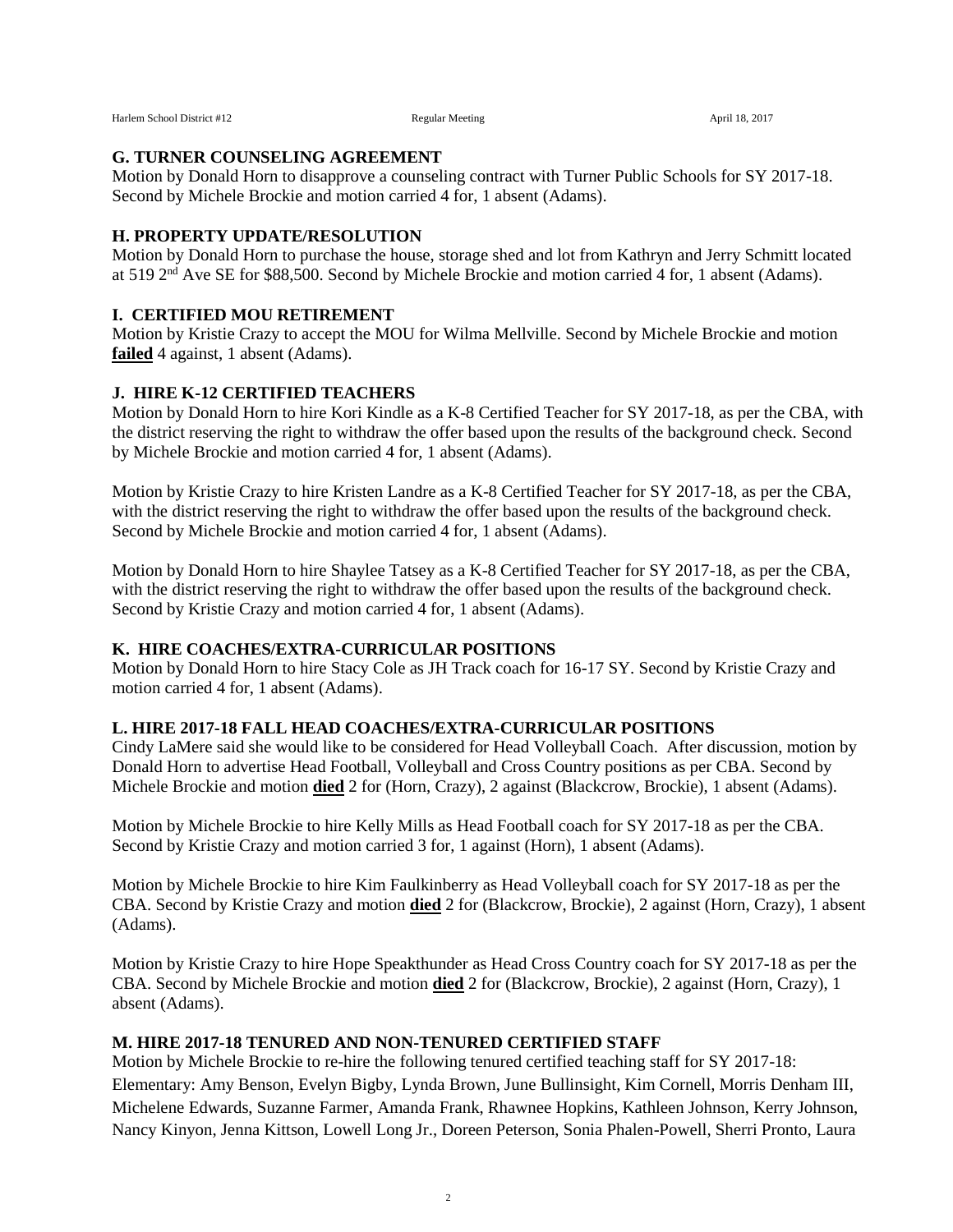### G. TURNER COUNSELING AGREEMENT

Motion by Donald Horn to disapprove a counseling contract with Turner Public Schools for SY 2017-18. Second by Michele Brockie and motion carried 4 for, 1 absent (Adams).

### H. PROPERTY UPDATE/RESOLUTION

Motion by Donald Horn to purchase the house, storage shed and lot from Kathryn and Jerry Schmitt located at 519 2nd Ave SE for $88,500. Second by Michele Brockie and motion carried 4 for, 1 absent (Adams).

### I. CERTIFIED MOU RETIREMENT

Motion by Kristie Crazy to accept the MOU for Wilma Mellville. Second by Michele Brockie and motion **failed** 4 against, 1 absent (Adams).

### J. HIRE K-12 CERTIFIED TEACHERS

Motion by Donald Horn to hire Kori Kindle as a K-8 Certified Teacher for SY 2017-18, as per the CBA, with the district reserving the right to withdraw the offer based upon the results of the background check. Second by Michele Brockie and motion carried 4 for, 1 absent (Adams).

Motion by Kristie Crazy to hire Kristen Landre as a K-8 Certified Teacher for SY 2017-18, as per the CBA, with the district reserving the right to withdraw the offer based upon the results of the background check. Second by Michele Brockie and motion carried 4 for, 1 absent (Adams).

Motion by Donald Horn to hire Shaylee Tatsey as a K-8 Certified Teacher for SY 2017-18, as per the CBA, with the district reserving the right to withdraw the offer based upon the results of the background check. Second by Kristie Crazy and motion carried 4 for, 1 absent (Adams).

### K. HIRE COACHES/EXTRA-CURRICULAR POSITIONS

Motion by Donald Horn to hire Stacy Cole as JH Track coach for 16-17 SY. Second by Kristie Crazy and motion carried 4 for, 1 absent (Adams).

### L. HIRE 2017-18 FALL HEAD COACHES/EXTRA-CURRICULAR POSITIONS

Cindy LaMere said she would like to be considered for Head Volleyball Coach. After discussion, motion by Donald Horn to advertise Head Football, Volleyball and Cross Country positions as per CBA. Second by Michele Brockie and motion **died** 2 for (Horn, Crazy), 2 against (Blackcrow, Brockie), 1 absent (Adams).

Motion by Michele Brockie to hire Kelly Mills as Head Football coach for SY 2017-18 as per the CBA. Second by Kristie Crazy and motion carried 3 for, 1 against (Horn), 1 absent (Adams).

Motion by Michele Brockie to hire Kim Faulkinberry as Head Volleyball coach for SY 2017-18 as per the CBA. Second by Kristie Crazy and motion **died** 2 for (Blackcrow, Brockie), 2 against (Horn, Crazy), 1 absent (Adams).

Motion by Kristie Crazy to hire Hope Speakthunder as Head Cross Country coach for SY 2017-18 as per the CBA. Second by Michele Brockie and motion **died** 2 for (Blackcrow, Brockie), 2 against (Horn, Crazy), 1 absent (Adams).

### M. HIRE 2017-18 TENURED AND NON-TENURED CERTIFIED STAFF

Motion by Michele Brockie to re-hire the following tenured certified teaching staff for SY 2017-18: Elementary: Amy Benson, Evelyn Bigby, Lynda Brown, June Bullinsight, Kim Cornell, Morris Denham III, Michelene Edwards, Suzanne Farmer, Amanda Frank, Rhawnee Hopkins, Kathleen Johnson, Kerry Johnson, Nancy Kinyon, Jenna Kittson, Lowell Long Jr., Doreen Peterson, Sonia Phalen-Powell, Sherri Pronto, Laura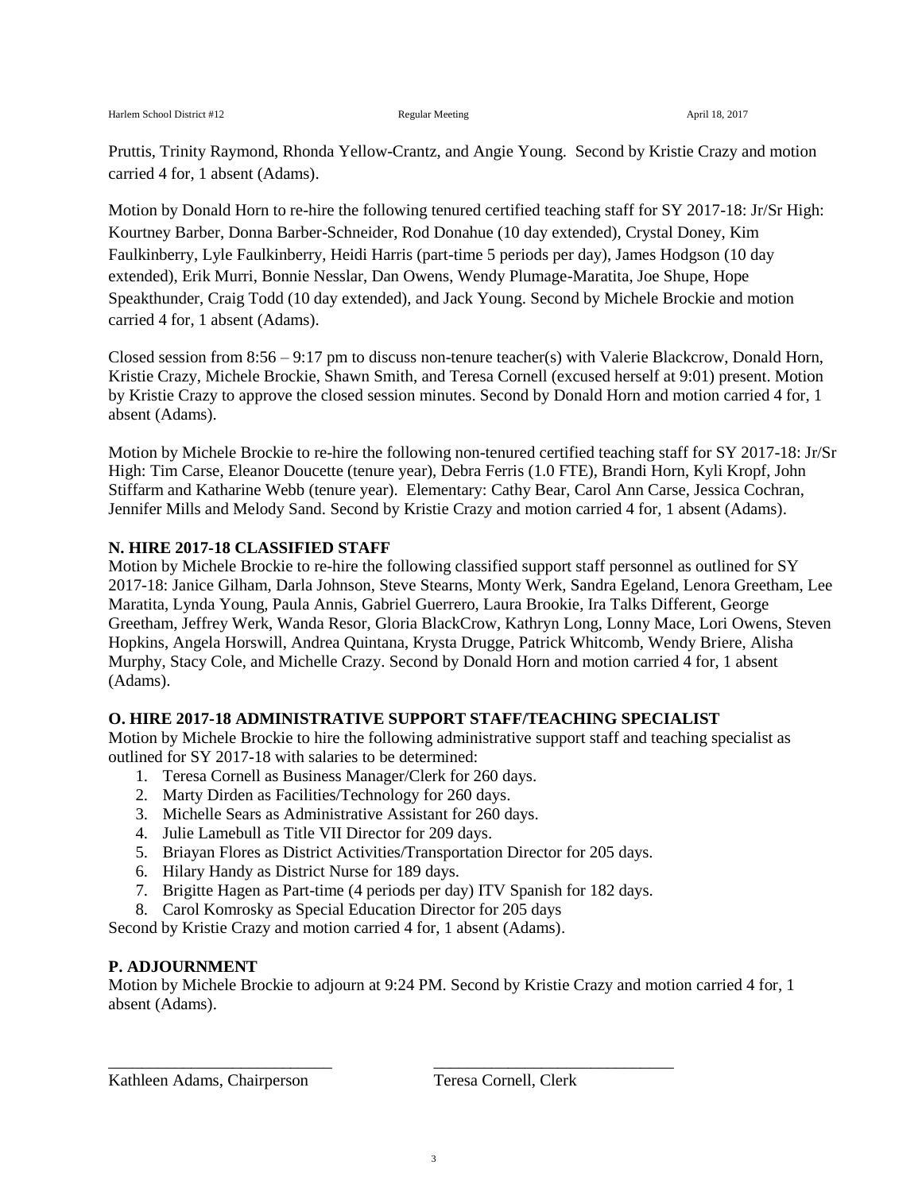Pruttis, Trinity Raymond, Rhonda Yellow-Crantz, and Angie Young. Second by Kristie Crazy and motion carried 4 for, 1 absent (Adams).

Motion by Donald Horn to re-hire the following tenured certified teaching staff for SY 2017-18: Jr/Sr High: Kourtney Barber, Donna Barber-Schneider, Rod Donahue (10 day extended), Crystal Doney, Kim Faulkinberry, Lyle Faulkinberry, Heidi Harris (part-time 5 periods per day), James Hodgson (10 day extended), Erik Murri, Bonnie Nesslar, Dan Owens, Wendy Plumage-Maratita, Joe Shupe, Hope Speakthunder, Craig Todd (10 day extended), and Jack Young. Second by Michele Brockie and motion carried 4 for, 1 absent (Adams).

Closed session from 8:56 – 9:17 pm to discuss non-tenure teacher(s) with Valerie Blackcrow, Donald Horn, Kristie Crazy, Michele Brockie, Shawn Smith, and Teresa Cornell (excused herself at 9:01) present. Motion by Kristie Crazy to approve the closed session minutes. Second by Donald Horn and motion carried 4 for, 1 absent (Adams).

Motion by Michele Brockie to re-hire the following non-tenured certified teaching staff for SY 2017-18: Jr/Sr High: Tim Carse, Eleanor Doucette (tenure year), Debra Ferris (1.0 FTE), Brandi Horn, Kyli Kropf, John Stiffarm and Katharine Webb (tenure year). Elementary: Cathy Bear, Carol Ann Carse, Jessica Cochran, Jennifer Mills and Melody Sand. Second by Kristie Crazy and motion carried 4 for, 1 absent (Adams).

**N. HIRE 2017-18 CLASSIFIED STAFF**

Motion by Michele Brockie to re-hire the following classified support staff personnel as outlined for SY 2017-18: Janice Gilham, Darla Johnson, Steve Stearns, Monty Werk, Sandra Egeland, Lenora Greetham, Lee Maratita, Lynda Young, Paula Annis, Gabriel Guerrero, Laura Brookie, Ira Talks Different, George Greetham, Jeffrey Werk, Wanda Resor, Gloria BlackCrow, Kathryn Long, Lonny Mace, Lori Owens, Steven Hopkins, Angela Horswill, Andrea Quintana, Krysta Drugge, Patrick Whitcomb, Wendy Briere, Alisha Murphy, Stacy Cole, and Michelle Crazy. Second by Donald Horn and motion carried 4 for, 1 absent (Adams).

**O. HIRE 2017-18 ADMINISTRATIVE SUPPORT STAFF/TEACHING SPECIALIST**

Motion by Michele Brockie to hire the following administrative support staff and teaching specialist as outlined for SY 2017-18 with salaries to be determined:

1. Teresa Cornell as Business Manager/Clerk for 260 days.
2. Marty Dirden as Facilities/Technology for 260 days.
3. Michelle Sears as Administrative Assistant for 260 days.
4. Julie Lamebull as Title VII Director for 209 days.
5. Briayan Flores as District Activities/Transportation Director for 205 days.
6. Hilary Handy as District Nurse for 189 days.
7. Brigitte Hagen as Part-time (4 periods per day) ITV Spanish for 182 days.
8. Carol Komrosky as Special Education Director for 205 days

Second by Kristie Crazy and motion carried 4 for, 1 absent (Adams).

**P. ADJOURNMENT**

Motion by Michele Brockie to adjourn at 9:24 PM. Second by Kristie Crazy and motion carried 4 for, 1 absent (Adams).

\_\_\_\_\_\_\_\_\_\_\_\_\_\_\_\_\_\_\_\_\_\_\_\_\_\_\_ \_\_\_\_\_\_\_\_\_\_\_\_\_\_\_\_\_\_\_\_\_\_\_\_\_\_\_\_\_

Kathleen Adams, Chairperson Teresa Cornell, Clerk